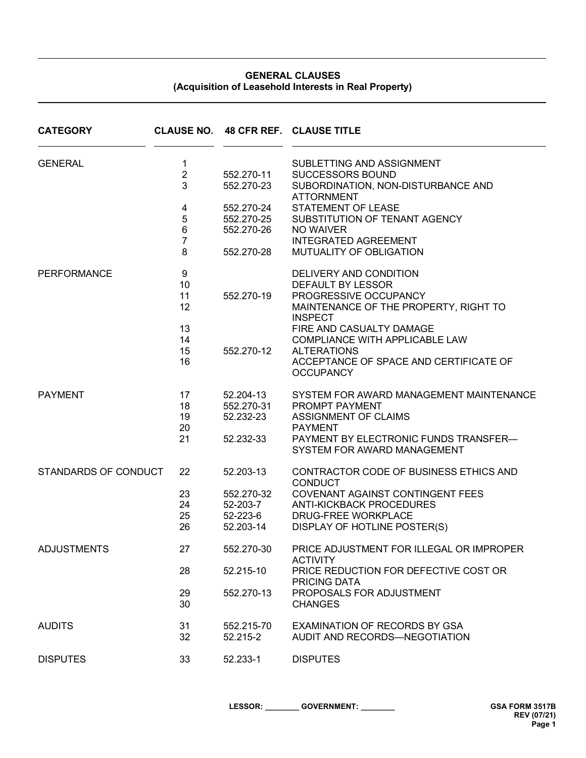# GENERAL CLAUSES
## (Acquisition of Leasehold Interests in Real Property)

| CATEGORY | CLAUSE NO. | 48 CFR REF. | CLAUSE TITLE |
|---|---|---|---|
| GENERAL | 1 | | SUBLETTING AND ASSIGNMENT |
| | 2 | 552.270-11 | SUCCESSORS BOUND |
| | 3 | 552.270-23 | SUBORDINATION, NON-DISTURBANCE AND ATTORNMENT |
| | 4 | 552.270-24 | STATEMENT OF LEASE |
| | 5 | 552.270-25 | SUBSTITUTION OF TENANT AGENCY |
| | 6 | 552.270-26 | NO WAIVER |
| | 7 | | INTEGRATED AGREEMENT |
| | 8 | 552.270-28 | MUTUALITY OF OBLIGATION |
| PERFORMANCE | 9 | | DELIVERY AND CONDITION |
| | 10 | | DEFAULT BY LESSOR |
| | 11 | 552.270-19 | PROGRESSIVE OCCUPANCY |
| | 12 | | MAINTENANCE OF THE PROPERTY, RIGHT TO INSPECT |
| | 13 | | FIRE AND CASUALTY DAMAGE |
| | 14 | | COMPLIANCE WITH APPLICABLE LAW |
| | 15 | 552.270-12 | ALTERATIONS |
| | 16 | | ACCEPTANCE OF SPACE AND CERTIFICATE OF OCCUPANCY |
| PAYMENT | 17 | 52.204-13 | SYSTEM FOR AWARD MANAGEMENT MAINTENANCE |
| | 18 | 552.270-31 | PROMPT PAYMENT |
| | 19 | 52.232-23 | ASSIGNMENT OF CLAIMS |
| | 20 | | PAYMENT |
| | 21 | 52.232-33 | PAYMENT BY ELECTRONIC FUNDS TRANSFER—SYSTEM FOR AWARD MANAGEMENT |
| STANDARDS OF CONDUCT | 22 | 52.203-13 | CONTRACTOR CODE OF BUSINESS ETHICS AND CONDUCT |
| | 23 | 552.270-32 | COVENANT AGAINST CONTINGENT FEES |
| | 24 | 52-203-7 | ANTI-KICKBACK PROCEDURES |
| | 25 | 52-223-6 | DRUG-FREE WORKPLACE |
| | 26 | 52.203-14 | DISPLAY OF HOTLINE POSTER(S) |
| ADJUSTMENTS | 27 | 552.270-30 | PRICE ADJUSTMENT FOR ILLEGAL OR IMPROPER ACTIVITY |
| | 28 | 52.215-10 | PRICE REDUCTION FOR DEFECTIVE COST OR PRICING DATA |
| | 29 | 552.270-13 | PROPOSALS FOR ADJUSTMENT |
| | 30 | | CHANGES |
| AUDITS | 31 | 552.215-70 | EXAMINATION OF RECORDS BY GSA |
| | 32 | 52.215-2 | AUDIT AND RECORDS—NEGOTIATION |
| DISPUTES | 33 | 52.233-1 | DISPUTES |

LESSOR: ________ GOVERNMENT: ________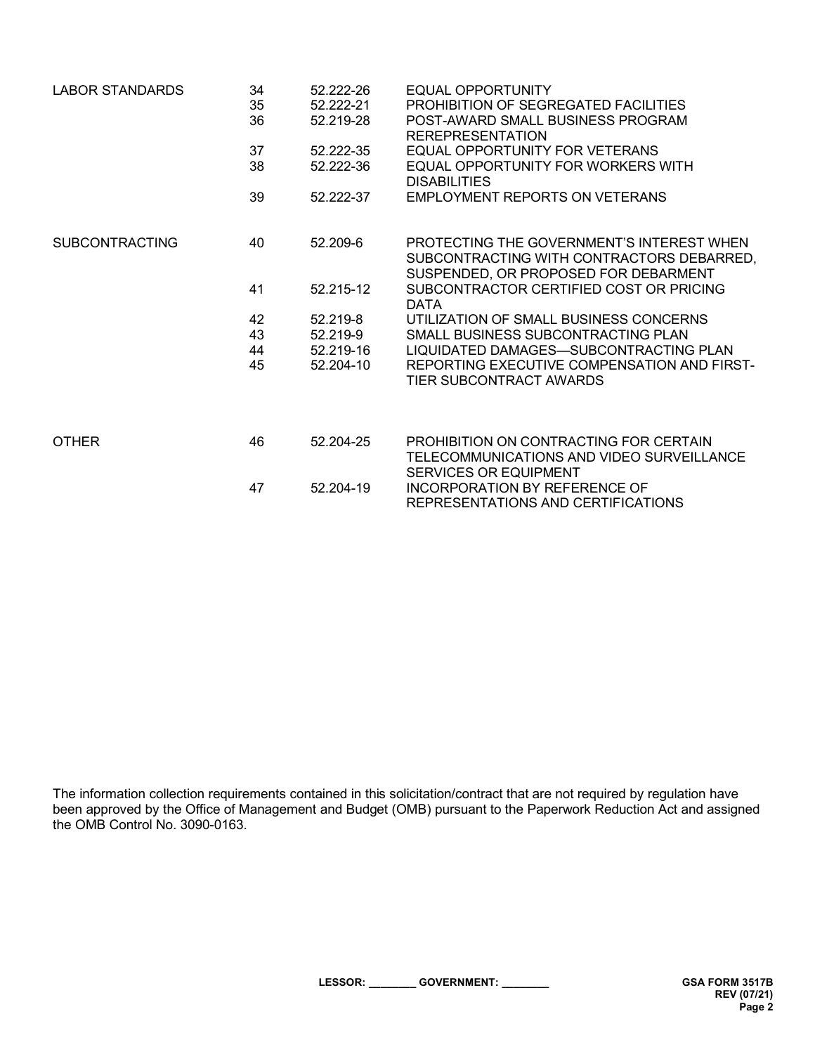| | | | |
|---|---|---|---|
| LABOR STANDARDS | 34 | 52.222-26 | EQUAL OPPORTUNITY |
| | 35 | 52.222-21 | PROHIBITION OF SEGREGATED FACILITIES |
| | 36 | 52.219-28 | POST-AWARD SMALL BUSINESS PROGRAM REREPRESENTATION |
| | 37 | 52.222-35 | EQUAL OPPORTUNITY FOR VETERANS |
| | 38 | 52.222-36 | EQUAL OPPORTUNITY FOR WORKERS WITH DISABILITIES |
| | 39 | 52.222-37 | EMPLOYMENT REPORTS ON VETERANS |
| SUBCONTRACTING | 40 | 52.209-6 | PROTECTING THE GOVERNMENT'S INTEREST WHEN SUBCONTRACTING WITH CONTRACTORS DEBARRED, SUSPENDED, OR PROPOSED FOR DEBARMENT |
| | 41 | 52.215-12 | SUBCONTRACTOR CERTIFIED COST OR PRICING DATA |
| | 42 | 52.219-8 | UTILIZATION OF SMALL BUSINESS CONCERNS |
| | 43 | 52.219-9 | SMALL BUSINESS SUBCONTRACTING PLAN |
| | 44 | 52.219-16 | LIQUIDATED DAMAGES—SUBCONTRACTING PLAN |
| | 45 | 52.204-10 | REPORTING EXECUTIVE COMPENSATION AND FIRST-TIER SUBCONTRACT AWARDS |
| OTHER | 46 | 52.204-25 | PROHIBITION ON CONTRACTING FOR CERTAIN TELECOMMUNICATIONS AND VIDEO SURVEILLANCE SERVICES OR EQUIPMENT |
| | 47 | 52.204-19 | INCORPORATION BY REFERENCE OF REPRESENTATIONS AND CERTIFICATIONS |

The information collection requirements contained in this solicitation/contract that are not required by regulation have been approved by the Office of Management and Budget (OMB) pursuant to the Paperwork Reduction Act and assigned the OMB Control No. 3090-0163.

**LESSOR: \_\_\_\_\_\_\_\_ GOVERNMENT: \_\_\_\_\_\_\_\_**

**GSA FORM 3517B**
**REV (07/21)**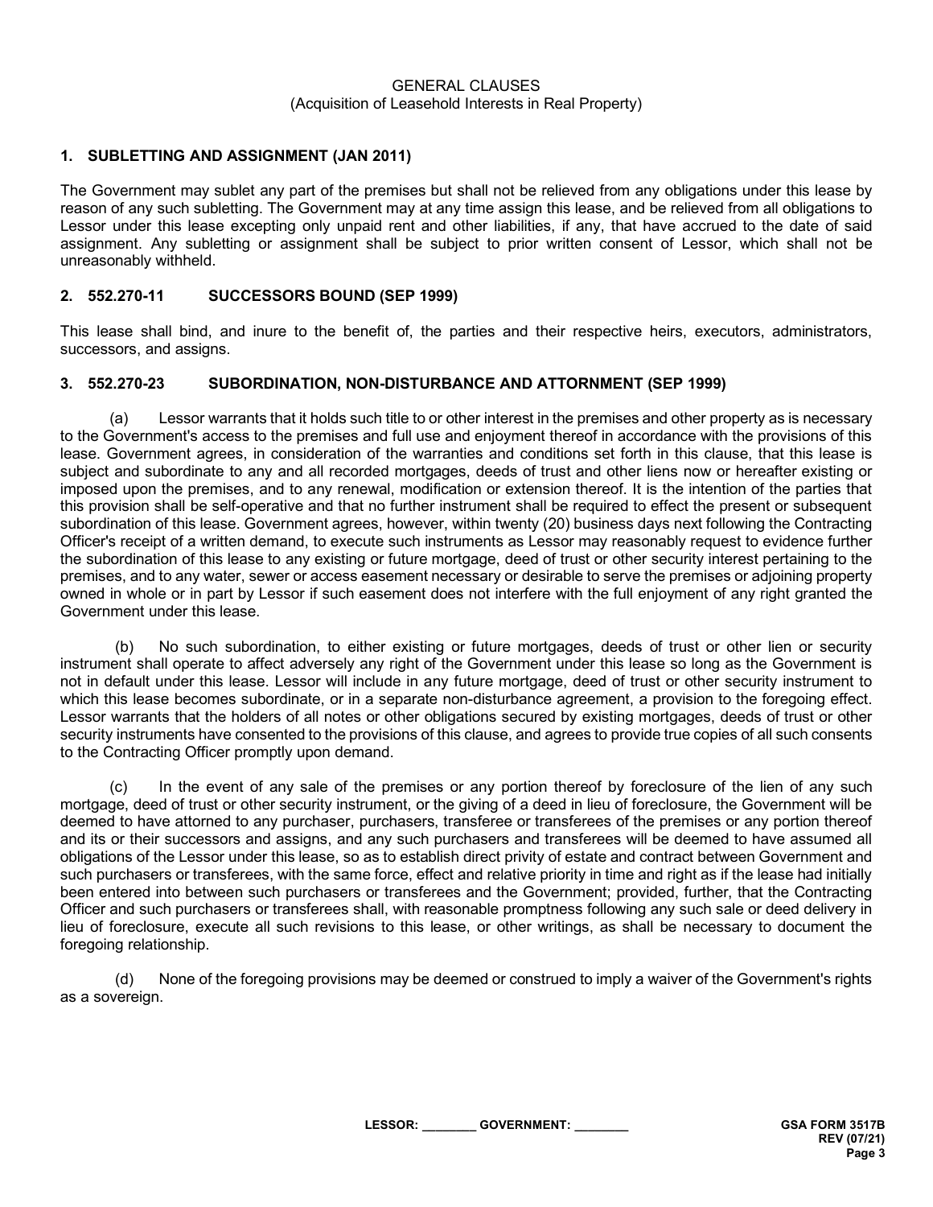GENERAL CLAUSES
(Acquisition of Leasehold Interests in Real Property)

## 1. SUBLETTING AND ASSIGNMENT (JAN 2011)

The Government may sublet any part of the premises but shall not be relieved from any obligations under this lease by reason of any such subletting. The Government may at any time assign this lease, and be relieved from all obligations to Lessor under this lease excepting only unpaid rent and other liabilities, if any, that have accrued to the date of said assignment. Any subletting or assignment shall be subject to prior written consent of Lessor, which shall not be unreasonably withheld.

## 2. 552.270-11 SUCCESSORS BOUND (SEP 1999)

This lease shall bind, and inure to the benefit of, the parties and their respective heirs, executors, administrators, successors, and assigns.

## 3. 552.270-23 SUBORDINATION, NON-DISTURBANCE AND ATTORNMENT (SEP 1999)

(a) Lessor warrants that it holds such title to or other interest in the premises and other property as is necessary to the Government's access to the premises and full use and enjoyment thereof in accordance with the provisions of this lease. Government agrees, in consideration of the warranties and conditions set forth in this clause, that this lease is subject and subordinate to any and all recorded mortgages, deeds of trust and other liens now or hereafter existing or imposed upon the premises, and to any renewal, modification or extension thereof. It is the intention of the parties that this provision shall be self-operative and that no further instrument shall be required to effect the present or subsequent subordination of this lease. Government agrees, however, within twenty (20) business days next following the Contracting Officer's receipt of a written demand, to execute such instruments as Lessor may reasonably request to evidence further the subordination of this lease to any existing or future mortgage, deed of trust or other security interest pertaining to the premises, and to any water, sewer or access easement necessary or desirable to serve the premises or adjoining property owned in whole or in part by Lessor if such easement does not interfere with the full enjoyment of any right granted the Government under this lease.

(b) No such subordination, to either existing or future mortgages, deeds of trust or other lien or security instrument shall operate to affect adversely any right of the Government under this lease so long as the Government is not in default under this lease. Lessor will include in any future mortgage, deed of trust or other security instrument to which this lease becomes subordinate, or in a separate non-disturbance agreement, a provision to the foregoing effect. Lessor warrants that the holders of all notes or other obligations secured by existing mortgages, deeds of trust or other security instruments have consented to the provisions of this clause, and agrees to provide true copies of all such consents to the Contracting Officer promptly upon demand.

(c) In the event of any sale of the premises or any portion thereof by foreclosure of the lien of any such mortgage, deed of trust or other security instrument, or the giving of a deed in lieu of foreclosure, the Government will be deemed to have attorned to any purchaser, purchasers, transferee or transferees of the premises or any portion thereof and its or their successors and assigns, and any such purchasers and transferees will be deemed to have assumed all obligations of the Lessor under this lease, so as to establish direct privity of estate and contract between Government and such purchasers or transferees, with the same force, effect and relative priority in time and right as if the lease had initially been entered into between such purchasers or transferees and the Government; provided, further, that the Contracting Officer and such purchasers or transferees shall, with reasonable promptness following any such sale or deed delivery in lieu of foreclosure, execute all such revisions to this lease, or other writings, as shall be necessary to document the foregoing relationship.

(d) None of the foregoing provisions may be deemed or construed to imply a waiver of the Government's rights as a sovereign.

LESSOR: ________ GOVERNMENT: ________

GSA FORM 3517B
REV (07/21)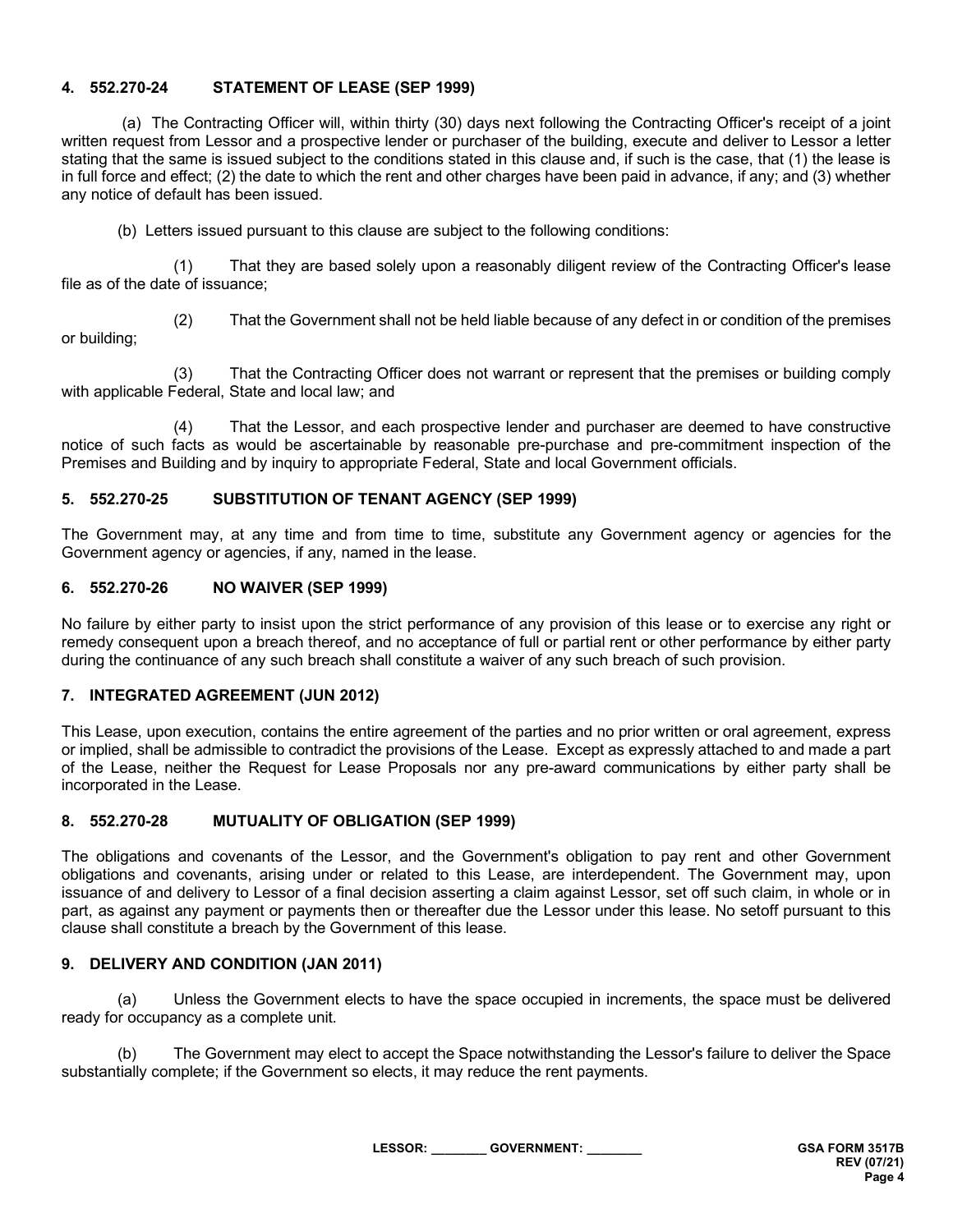**4. 552.270-24 STATEMENT OF LEASE (SEP 1999)**

(a) The Contracting Officer will, within thirty (30) days next following the Contracting Officer's receipt of a joint written request from Lessor and a prospective lender or purchaser of the building, execute and deliver to Lessor a letter stating that the same is issued subject to the conditions stated in this clause and, if such is the case, that (1) the lease is in full force and effect; (2) the date to which the rent and other charges have been paid in advance, if any; and (3) whether any notice of default has been issued.

(b) Letters issued pursuant to this clause are subject to the following conditions:

(1) That they are based solely upon a reasonably diligent review of the Contracting Officer's lease file as of the date of issuance;

(2) That the Government shall not be held liable because of any defect in or condition of the premises or building;

(3) That the Contracting Officer does not warrant or represent that the premises or building comply with applicable Federal, State and local law; and

(4) That the Lessor, and each prospective lender and purchaser are deemed to have constructive notice of such facts as would be ascertainable by reasonable pre-purchase and pre-commitment inspection of the Premises and Building and by inquiry to appropriate Federal, State and local Government officials.

**5. 552.270-25 SUBSTITUTION OF TENANT AGENCY (SEP 1999)**

The Government may, at any time and from time to time, substitute any Government agency or agencies for the Government agency or agencies, if any, named in the lease.

**6. 552.270-26 NO WAIVER (SEP 1999)**

No failure by either party to insist upon the strict performance of any provision of this lease or to exercise any right or remedy consequent upon a breach thereof, and no acceptance of full or partial rent or other performance by either party during the continuance of any such breach shall constitute a waiver of any such breach of such provision.

**7. INTEGRATED AGREEMENT (JUN 2012)**

This Lease, upon execution, contains the entire agreement of the parties and no prior written or oral agreement, express or implied, shall be admissible to contradict the provisions of the Lease. Except as expressly attached to and made a part of the Lease, neither the Request for Lease Proposals nor any pre-award communications by either party shall be incorporated in the Lease.

**8. 552.270-28 MUTUALITY OF OBLIGATION (SEP 1999)**

The obligations and covenants of the Lessor, and the Government's obligation to pay rent and other Government obligations and covenants, arising under or related to this Lease, are interdependent. The Government may, upon issuance of and delivery to Lessor of a final decision asserting a claim against Lessor, set off such claim, in whole or in part, as against any payment or payments then or thereafter due the Lessor under this lease. No setoff pursuant to this clause shall constitute a breach by the Government of this lease.

**9. DELIVERY AND CONDITION (JAN 2011)**

(a) Unless the Government elects to have the space occupied in increments, the space must be delivered ready for occupancy as a complete unit.

(b) The Government may elect to accept the Space notwithstanding the Lessor's failure to deliver the Space substantially complete; if the Government so elects, it may reduce the rent payments.

LESSOR: ________ GOVERNMENT: ________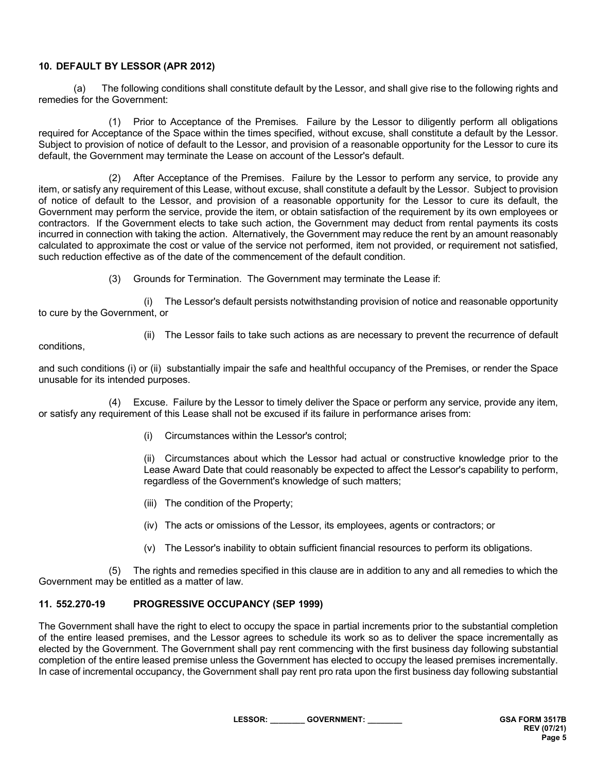**10. DEFAULT BY LESSOR (APR 2012)**

(a) The following conditions shall constitute default by the Lessor, and shall give rise to the following rights and remedies for the Government:

(1) Prior to Acceptance of the Premises. Failure by the Lessor to diligently perform all obligations required for Acceptance of the Space within the times specified, without excuse, shall constitute a default by the Lessor. Subject to provision of notice of default to the Lessor, and provision of a reasonable opportunity for the Lessor to cure its default, the Government may terminate the Lease on account of the Lessor's default.

(2) After Acceptance of the Premises. Failure by the Lessor to perform any service, to provide any item, or satisfy any requirement of this Lease, without excuse, shall constitute a default by the Lessor. Subject to provision of notice of default to the Lessor, and provision of a reasonable opportunity for the Lessor to cure its default, the Government may perform the service, provide the item, or obtain satisfaction of the requirement by its own employees or contractors. If the Government elects to take such action, the Government may deduct from rental payments its costs incurred in connection with taking the action. Alternatively, the Government may reduce the rent by an amount reasonably calculated to approximate the cost or value of the service not performed, item not provided, or requirement not satisfied, such reduction effective as of the date of the commencement of the default condition.

(3) Grounds for Termination. The Government may terminate the Lease if:

(i) The Lessor's default persists notwithstanding provision of notice and reasonable opportunity to cure by the Government, or

(ii) The Lessor fails to take such actions as are necessary to prevent the recurrence of default conditions,

and such conditions (i) or (ii) substantially impair the safe and healthful occupancy of the Premises, or render the Space unusable for its intended purposes.

(4) Excuse. Failure by the Lessor to timely deliver the Space or perform any service, provide any item, or satisfy any requirement of this Lease shall not be excused if its failure in performance arises from:

(i) Circumstances within the Lessor's control;

(ii) Circumstances about which the Lessor had actual or constructive knowledge prior to the Lease Award Date that could reasonably be expected to affect the Lessor's capability to perform, regardless of the Government's knowledge of such matters;

(iii) The condition of the Property;

(iv) The acts or omissions of the Lessor, its employees, agents or contractors; or

(v) The Lessor's inability to obtain sufficient financial resources to perform its obligations.

(5) The rights and remedies specified in this clause are in addition to any and all remedies to which the Government may be entitled as a matter of law.

**11. 552.270-19 PROGRESSIVE OCCUPANCY (SEP 1999)**

The Government shall have the right to elect to occupy the space in partial increments prior to the substantial completion of the entire leased premises, and the Lessor agrees to schedule its work so as to deliver the space incrementally as elected by the Government. The Government shall pay rent commencing with the first business day following substantial completion of the entire leased premise unless the Government has elected to occupy the leased premises incrementally. In case of incremental occupancy, the Government shall pay rent pro rata upon the first business day following substantial

LESSOR: ________ GOVERNMENT: ________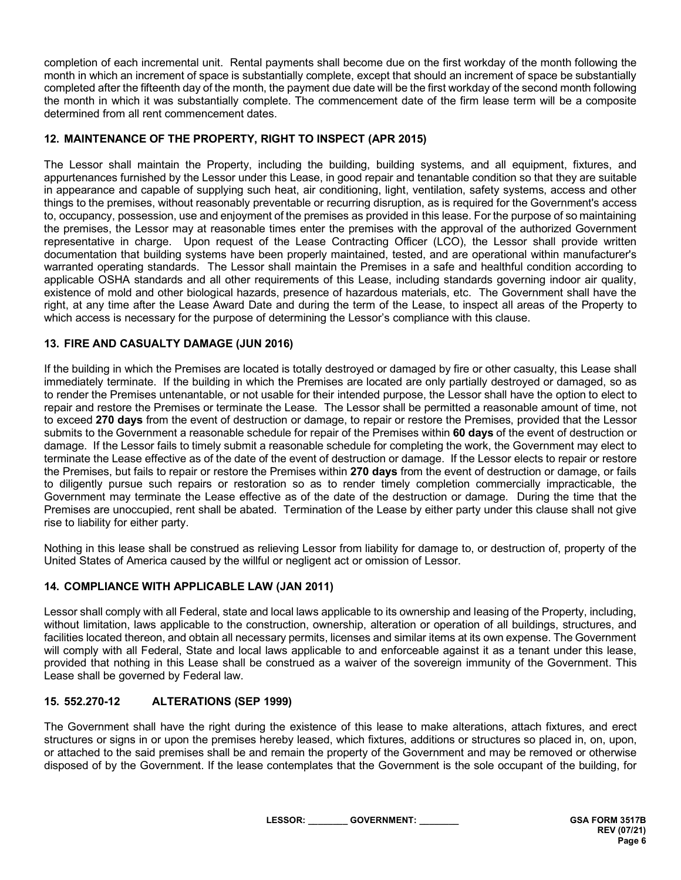completion of each incremental unit. Rental payments shall become due on the first workday of the month following the month in which an increment of space is substantially complete, except that should an increment of space be substantially completed after the fifteenth day of the month, the payment due date will be the first workday of the second month following the month in which it was substantially complete. The commencement date of the firm lease term will be a composite determined from all rent commencement dates.

## 12. MAINTENANCE OF THE PROPERTY, RIGHT TO INSPECT (APR 2015)

The Lessor shall maintain the Property, including the building, building systems, and all equipment, fixtures, and appurtenances furnished by the Lessor under this Lease, in good repair and tenantable condition so that they are suitable in appearance and capable of supplying such heat, air conditioning, light, ventilation, safety systems, access and other things to the premises, without reasonably preventable or recurring disruption, as is required for the Government's access to, occupancy, possession, use and enjoyment of the premises as provided in this lease. For the purpose of so maintaining the premises, the Lessor may at reasonable times enter the premises with the approval of the authorized Government representative in charge. Upon request of the Lease Contracting Officer (LCO), the Lessor shall provide written documentation that building systems have been properly maintained, tested, and are operational within manufacturer's warranted operating standards. The Lessor shall maintain the Premises in a safe and healthful condition according to applicable OSHA standards and all other requirements of this Lease, including standards governing indoor air quality, existence of mold and other biological hazards, presence of hazardous materials, etc. The Government shall have the right, at any time after the Lease Award Date and during the term of the Lease, to inspect all areas of the Property to which access is necessary for the purpose of determining the Lessor's compliance with this clause.

## 13. FIRE AND CASUALTY DAMAGE (JUN 2016)

If the building in which the Premises are located is totally destroyed or damaged by fire or other casualty, this Lease shall immediately terminate. If the building in which the Premises are located are only partially destroyed or damaged, so as to render the Premises untenantable, or not usable for their intended purpose, the Lessor shall have the option to elect to repair and restore the Premises or terminate the Lease. The Lessor shall be permitted a reasonable amount of time, not to exceed **270 days** from the event of destruction or damage, to repair or restore the Premises, provided that the Lessor submits to the Government a reasonable schedule for repair of the Premises within **60 days** of the event of destruction or damage. If the Lessor fails to timely submit a reasonable schedule for completing the work, the Government may elect to terminate the Lease effective as of the date of the event of destruction or damage. If the Lessor elects to repair or restore the Premises, but fails to repair or restore the Premises within **270 days** from the event of destruction or damage, or fails to diligently pursue such repairs or restoration so as to render timely completion commercially impracticable, the Government may terminate the Lease effective as of the date of the destruction or damage. During the time that the Premises are unoccupied, rent shall be abated. Termination of the Lease by either party under this clause shall not give rise to liability for either party.

Nothing in this lease shall be construed as relieving Lessor from liability for damage to, or destruction of, property of the United States of America caused by the willful or negligent act or omission of Lessor.

## 14. COMPLIANCE WITH APPLICABLE LAW (JAN 2011)

Lessor shall comply with all Federal, state and local laws applicable to its ownership and leasing of the Property, including, without limitation, laws applicable to the construction, ownership, alteration or operation of all buildings, structures, and facilities located thereon, and obtain all necessary permits, licenses and similar items at its own expense. The Government will comply with all Federal, State and local laws applicable to and enforceable against it as a tenant under this lease, provided that nothing in this Lease shall be construed as a waiver of the sovereign immunity of the Government. This Lease shall be governed by Federal law.

## 15. 552.270-12 ALTERATIONS (SEP 1999)

The Government shall have the right during the existence of this lease to make alterations, attach fixtures, and erect structures or signs in or upon the premises hereby leased, which fixtures, additions or structures so placed in, on, upon, or attached to the said premises shall be and remain the property of the Government and may be removed or otherwise disposed of by the Government. If the lease contemplates that the Government is the sole occupant of the building, for

LESSOR: ________ GOVERNMENT: ________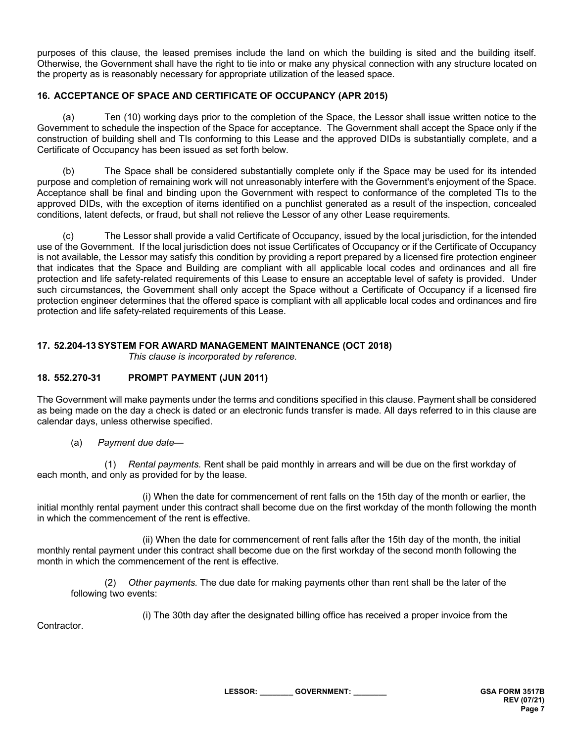purposes of this clause, the leased premises include the land on which the building is sited and the building itself. Otherwise, the Government shall have the right to tie into or make any physical connection with any structure located on the property as is reasonably necessary for appropriate utilization of the leased space.

### 16. ACCEPTANCE OF SPACE AND CERTIFICATE OF OCCUPANCY (APR 2015)

(a) Ten (10) working days prior to the completion of the Space, the Lessor shall issue written notice to the Government to schedule the inspection of the Space for acceptance. The Government shall accept the Space only if the construction of building shell and TIs conforming to this Lease and the approved DIDs is substantially complete, and a Certificate of Occupancy has been issued as set forth below.

(b) The Space shall be considered substantially complete only if the Space may be used for its intended purpose and completion of remaining work will not unreasonably interfere with the Government's enjoyment of the Space. Acceptance shall be final and binding upon the Government with respect to conformance of the completed TIs to the approved DIDs, with the exception of items identified on a punchlist generated as a result of the inspection, concealed conditions, latent defects, or fraud, but shall not relieve the Lessor of any other Lease requirements.

(c) The Lessor shall provide a valid Certificate of Occupancy, issued by the local jurisdiction, for the intended use of the Government. If the local jurisdiction does not issue Certificates of Occupancy or if the Certificate of Occupancy is not available, the Lessor may satisfy this condition by providing a report prepared by a licensed fire protection engineer that indicates that the Space and Building are compliant with all applicable local codes and ordinances and all fire protection and life safety-related requirements of this Lease to ensure an acceptable level of safety is provided. Under such circumstances, the Government shall only accept the Space without a Certificate of Occupancy if a licensed fire protection engineer determines that the offered space is compliant with all applicable local codes and ordinances and fire protection and life safety-related requirements of this Lease.

### 17. 52.204-13 SYSTEM FOR AWARD MANAGEMENT MAINTENANCE (OCT 2018)

*This clause is incorporated by reference.*

### 18. 552.270-31 PROMPT PAYMENT (JUN 2011)

The Government will make payments under the terms and conditions specified in this clause. Payment shall be considered as being made on the day a check is dated or an electronic funds transfer is made. All days referred to in this clause are calendar days, unless otherwise specified.

(a) *Payment due date*—

(1) *Rental payments.* Rent shall be paid monthly in arrears and will be due on the first workday of each month, and only as provided for by the lease.

(i) When the date for commencement of rent falls on the 15th day of the month or earlier, the initial monthly rental payment under this contract shall become due on the first workday of the month following the month in which the commencement of the rent is effective.

(ii) When the date for commencement of rent falls after the 15th day of the month, the initial monthly rental payment under this contract shall become due on the first workday of the second month following the month in which the commencement of the rent is effective.

(2) *Other payments.* The due date for making payments other than rent shall be the later of the following two events:

(i) The 30th day after the designated billing office has received a proper invoice from the Contractor.

LESSOR: ________ GOVERNMENT: ________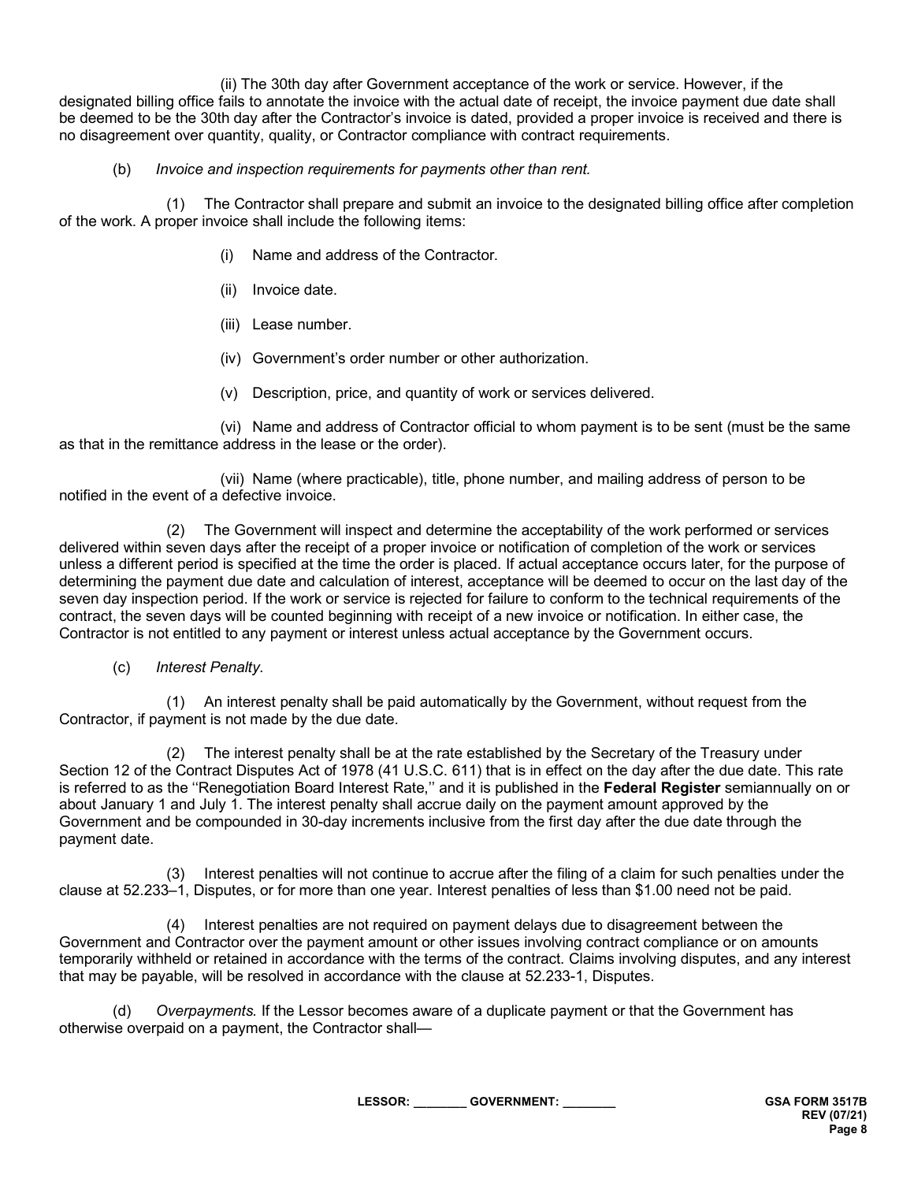(ii) The 30th day after Government acceptance of the work or service. However, if the designated billing office fails to annotate the invoice with the actual date of receipt, the invoice payment due date shall be deemed to be the 30th day after the Contractor's invoice is dated, provided a proper invoice is received and there is no disagreement over quantity, quality, or Contractor compliance with contract requirements.

(b) *Invoice and inspection requirements for payments other than rent.*

(1) The Contractor shall prepare and submit an invoice to the designated billing office after completion of the work. A proper invoice shall include the following items:

(i) Name and address of the Contractor.

(ii) Invoice date.

(iii) Lease number.

(iv) Government's order number or other authorization.

(v) Description, price, and quantity of work or services delivered.

(vi) Name and address of Contractor official to whom payment is to be sent (must be the same as that in the remittance address in the lease or the order).

(vii) Name (where practicable), title, phone number, and mailing address of person to be notified in the event of a defective invoice.

(2) The Government will inspect and determine the acceptability of the work performed or services delivered within seven days after the receipt of a proper invoice or notification of completion of the work or services unless a different period is specified at the time the order is placed. If actual acceptance occurs later, for the purpose of determining the payment due date and calculation of interest, acceptance will be deemed to occur on the last day of the seven day inspection period. If the work or service is rejected for failure to conform to the technical requirements of the contract, the seven days will be counted beginning with receipt of a new invoice or notification. In either case, the Contractor is not entitled to any payment or interest unless actual acceptance by the Government occurs.

(c) *Interest Penalty.*

(1) An interest penalty shall be paid automatically by the Government, without request from the Contractor, if payment is not made by the due date.

(2) The interest penalty shall be at the rate established by the Secretary of the Treasury under Section 12 of the Contract Disputes Act of 1978 (41 U.S.C. 611) that is in effect on the day after the due date. This rate is referred to as the ''Renegotiation Board Interest Rate,'' and it is published in the **Federal Register** semiannually on or about January 1 and July 1. The interest penalty shall accrue daily on the payment amount approved by the Government and be compounded in 30-day increments inclusive from the first day after the due date through the payment date.

(3) Interest penalties will not continue to accrue after the filing of a claim for such penalties under the clause at 52.233–1, Disputes, or for more than one year. Interest penalties of less than $1.00 need not be paid.

(4) Interest penalties are not required on payment delays due to disagreement between the Government and Contractor over the payment amount or other issues involving contract compliance or on amounts temporarily withheld or retained in accordance with the terms of the contract. Claims involving disputes, and any interest that may be payable, will be resolved in accordance with the clause at 52.233-1, Disputes.

(d) *Overpayments.* If the Lessor becomes aware of a duplicate payment or that the Government has otherwise overpaid on a payment, the Contractor shall—

**LESSOR: ________ GOVERNMENT: ________**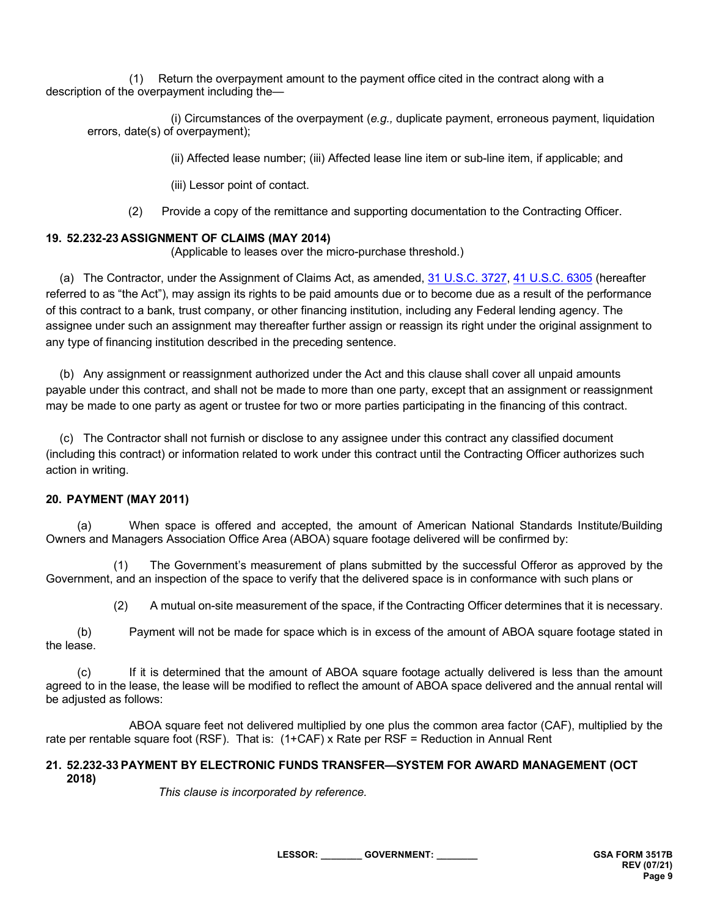(1) Return the overpayment amount to the payment office cited in the contract along with a description of the overpayment including the—

(i) Circumstances of the overpayment (*e.g.,* duplicate payment, erroneous payment, liquidation errors, date(s) of overpayment);

(ii) Affected lease number; (iii) Affected lease line item or sub-line item, if applicable; and

(iii) Lessor point of contact.

(2) Provide a copy of the remittance and supporting documentation to the Contracting Officer.

**19. 52.232-23 ASSIGNMENT OF CLAIMS (MAY 2014)**

(Applicable to leases over the micro-purchase threshold.)

(a) The Contractor, under the Assignment of Claims Act, as amended, 31 U.S.C. 3727, 41 U.S.C. 6305 (hereafter referred to as "the Act"), may assign its rights to be paid amounts due or to become due as a result of the performance of this contract to a bank, trust company, or other financing institution, including any Federal lending agency. The assignee under such an assignment may thereafter further assign or reassign its right under the original assignment to any type of financing institution described in the preceding sentence.

(b) Any assignment or reassignment authorized under the Act and this clause shall cover all unpaid amounts payable under this contract, and shall not be made to more than one party, except that an assignment or reassignment may be made to one party as agent or trustee for two or more parties participating in the financing of this contract.

(c) The Contractor shall not furnish or disclose to any assignee under this contract any classified document (including this contract) or information related to work under this contract until the Contracting Officer authorizes such action in writing.

**20. PAYMENT (MAY 2011)**

(a) When space is offered and accepted, the amount of American National Standards Institute/Building Owners and Managers Association Office Area (ABOA) square footage delivered will be confirmed by:

(1) The Government's measurement of plans submitted by the successful Offeror as approved by the Government, and an inspection of the space to verify that the delivered space is in conformance with such plans or

(2) A mutual on-site measurement of the space, if the Contracting Officer determines that it is necessary.

(b) Payment will not be made for space which is in excess of the amount of ABOA square footage stated in the lease.

(c) If it is determined that the amount of ABOA square footage actually delivered is less than the amount agreed to in the lease, the lease will be modified to reflect the amount of ABOA space delivered and the annual rental will be adjusted as follows:

ABOA square feet not delivered multiplied by one plus the common area factor (CAF), multiplied by the rate per rentable square foot (RSF). That is: (1+CAF) x Rate per RSF = Reduction in Annual Rent

**21. 52.232-33 PAYMENT BY ELECTRONIC FUNDS TRANSFER—SYSTEM FOR AWARD MANAGEMENT (OCT 2018)**

*This clause is incorporated by reference.*

LESSOR: _______ GOVERNMENT: _______

GSA FORM 3517B REV (07/21)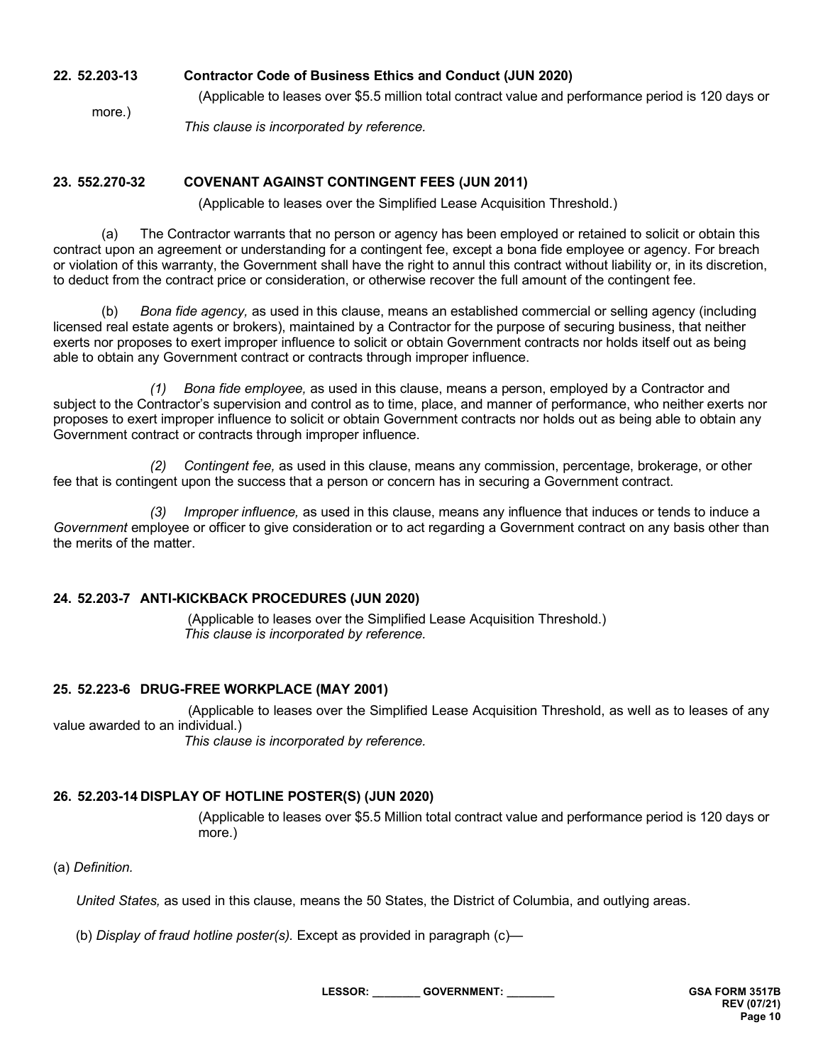**22. 52.203-13 Contractor Code of Business Ethics and Conduct (JUN 2020)**

(Applicable to leases over $5.5 million total contract value and performance period is 120 days or more.)

*This clause is incorporated by reference.*

**23. 552.270-32 COVENANT AGAINST CONTINGENT FEES (JUN 2011)**

(Applicable to leases over the Simplified Lease Acquisition Threshold.)

(a) The Contractor warrants that no person or agency has been employed or retained to solicit or obtain this contract upon an agreement or understanding for a contingent fee, except a bona fide employee or agency. For breach or violation of this warranty, the Government shall have the right to annul this contract without liability or, in its discretion, to deduct from the contract price or consideration, or otherwise recover the full amount of the contingent fee.

(b) *Bona fide agency,* as used in this clause, means an established commercial or selling agency (including licensed real estate agents or brokers), maintained by a Contractor for the purpose of securing business, that neither exerts nor proposes to exert improper influence to solicit or obtain Government contracts nor holds itself out as being able to obtain any Government contract or contracts through improper influence.

*(1) Bona fide employee,* as used in this clause, means a person, employed by a Contractor and subject to the Contractor's supervision and control as to time, place, and manner of performance, who neither exerts nor proposes to exert improper influence to solicit or obtain Government contracts nor holds out as being able to obtain any Government contract or contracts through improper influence.

*(2) Contingent fee,* as used in this clause, means any commission, percentage, brokerage, or other fee that is contingent upon the success that a person or concern has in securing a Government contract.

*(3) Improper influence,* as used in this clause, means any influence that induces or tends to induce a *Government* employee or officer to give consideration or to act regarding a Government contract on any basis other than the merits of the matter.

**24. 52.203-7 ANTI-KICKBACK PROCEDURES (JUN 2020)**

(Applicable to leases over the Simplified Lease Acquisition Threshold.)
*This clause is incorporated by reference.*

**25. 52.223-6 DRUG-FREE WORKPLACE (MAY 2001)**

(Applicable to leases over the Simplified Lease Acquisition Threshold, as well as to leases of any value awarded to an individual.)
*This clause is incorporated by reference.*

**26. 52.203-14 DISPLAY OF HOTLINE POSTER(S) (JUN 2020)**

(Applicable to leases over $5.5 Million total contract value and performance period is 120 days or more.)

(a) *Definition.*

*United States,* as used in this clause, means the 50 States, the District of Columbia, and outlying areas.

(b) *Display of fraud hotline poster(s).* Except as provided in paragraph (c)—

LESSOR: ________ GOVERNMENT: ________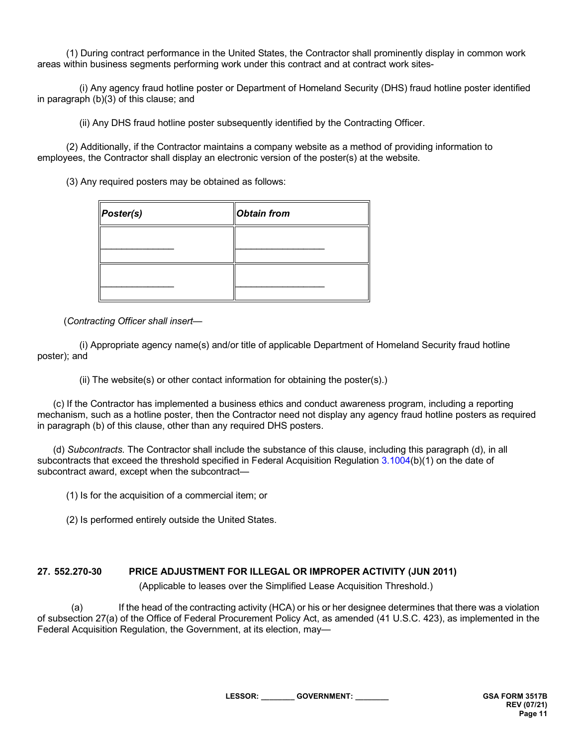(1) During contract performance in the United States, the Contractor shall prominently display in common work areas within business segments performing work under this contract and at contract work sites-

(i) Any agency fraud hotline poster or Department of Homeland Security (DHS) fraud hotline poster identified in paragraph (b)(3) of this clause; and

(ii) Any DHS fraud hotline poster subsequently identified by the Contracting Officer.

(2) Additionally, if the Contractor maintains a company website as a method of providing information to employees, the Contractor shall display an electronic version of the poster(s) at the website.

(3) Any required posters may be obtained as follows:

| *Poster(s)* | *Obtain from* |
|---|---|
| _______________ | __________________ |
| _______________ | __________________ |

(*Contracting Officer shall insert—*

(i) Appropriate agency name(s) and/or title of applicable Department of Homeland Security fraud hotline poster); and

(ii) The website(s) or other contact information for obtaining the poster(s).)

(c) If the Contractor has implemented a business ethics and conduct awareness program, including a reporting mechanism, such as a hotline poster, then the Contractor need not display any agency fraud hotline posters as required in paragraph (b) of this clause, other than any required DHS posters.

(d) *Subcontracts.* The Contractor shall include the substance of this clause, including this paragraph (d), in all subcontracts that exceed the threshold specified in Federal Acquisition Regulation 3.1004(b)(1) on the date of subcontract award, except when the subcontract—

(1) Is for the acquisition of a commercial item; or

(2) Is performed entirely outside the United States.

**27. 552.270-30 PRICE ADJUSTMENT FOR ILLEGAL OR IMPROPER ACTIVITY (JUN 2011)**

(Applicable to leases over the Simplified Lease Acquisition Threshold.)

(a) If the head of the contracting activity (HCA) or his or her designee determines that there was a violation of subsection 27(a) of the Office of Federal Procurement Policy Act, as amended (41 U.S.C. 423), as implemented in the Federal Acquisition Regulation, the Government, at its election, may—

LESSOR: ________ GOVERNMENT: ________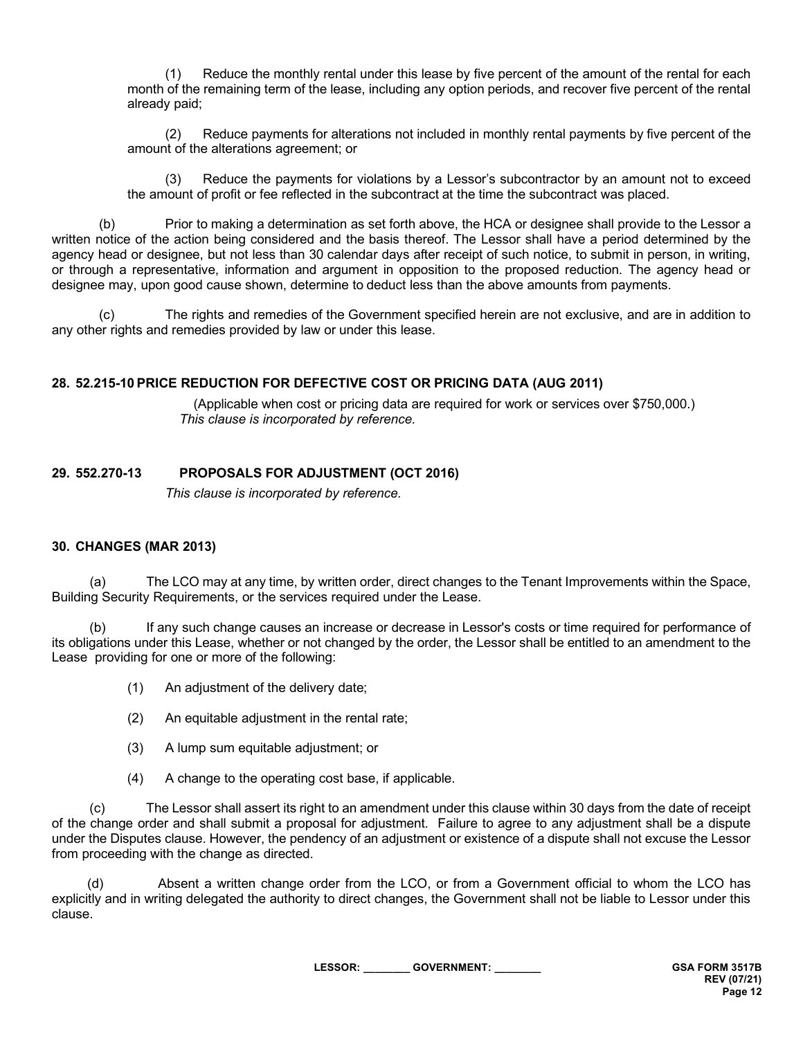(1) Reduce the monthly rental under this lease by five percent of the amount of the rental for each month of the remaining term of the lease, including any option periods, and recover five percent of the rental already paid;

(2) Reduce payments for alterations not included in monthly rental payments by five percent of the amount of the alterations agreement; or

(3) Reduce the payments for violations by a Lessor's subcontractor by an amount not to exceed the amount of profit or fee reflected in the subcontract at the time the subcontract was placed.

(b) Prior to making a determination as set forth above, the HCA or designee shall provide to the Lessor a written notice of the action being considered and the basis thereof. The Lessor shall have a period determined by the agency head or designee, but not less than 30 calendar days after receipt of such notice, to submit in person, in writing, or through a representative, information and argument in opposition to the proposed reduction. The agency head or designee may, upon good cause shown, determine to deduct less than the above amounts from payments.

(c) The rights and remedies of the Government specified herein are not exclusive, and are in addition to any other rights and remedies provided by law or under this lease.

## 28. 52.215-10 PRICE REDUCTION FOR DEFECTIVE COST OR PRICING DATA (AUG 2011)

(Applicable when cost or pricing data are required for work or services over $750,000.)
*This clause is incorporated by reference.*

## 29. 552.270-13 PROPOSALS FOR ADJUSTMENT (OCT 2016)

*This clause is incorporated by reference.*

## 30. CHANGES (MAR 2013)

(a) The LCO may at any time, by written order, direct changes to the Tenant Improvements within the Space, Building Security Requirements, or the services required under the Lease.

(b) If any such change causes an increase or decrease in Lessor's costs or time required for performance of its obligations under this Lease, whether or not changed by the order, the Lessor shall be entitled to an amendment to the Lease providing for one or more of the following:

(1) An adjustment of the delivery date;

(2) An equitable adjustment in the rental rate;

(3) A lump sum equitable adjustment; or

(4) A change to the operating cost base, if applicable.

(c) The Lessor shall assert its right to an amendment under this clause within 30 days from the date of receipt of the change order and shall submit a proposal for adjustment. Failure to agree to any adjustment shall be a dispute under the Disputes clause. However, the pendency of an adjustment or existence of a dispute shall not excuse the Lessor from proceeding with the change as directed.

(d) Absent a written change order from the LCO, or from a Government official to whom the LCO has explicitly and in writing delegated the authority to direct changes, the Government shall not be liable to Lessor under this clause.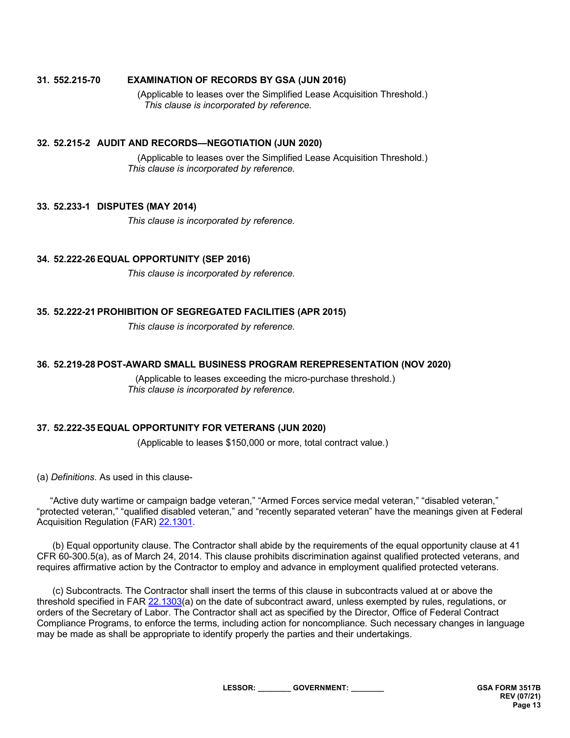**31. 552.215-70 EXAMINATION OF RECORDS BY GSA (JUN 2016)**

(Applicable to leases over the Simplified Lease Acquisition Threshold.)
*This clause is incorporated by reference.*

**32. 52.215-2 AUDIT AND RECORDS—NEGOTIATION (JUN 2020)**

(Applicable to leases over the Simplified Lease Acquisition Threshold.)
*This clause is incorporated by reference.*

**33. 52.233-1 DISPUTES (MAY 2014)**

*This clause is incorporated by reference.*

**34. 52.222-26 EQUAL OPPORTUNITY (SEP 2016)**

*This clause is incorporated by reference.*

**35. 52.222-21 PROHIBITION OF SEGREGATED FACILITIES (APR 2015)**

*This clause is incorporated by reference.*

**36. 52.219-28 POST-AWARD SMALL BUSINESS PROGRAM REREPRESENTATION (NOV 2020)**

(Applicable to leases exceeding the micro-purchase threshold.)
*This clause is incorporated by reference.*

**37. 52.222-35 EQUAL OPPORTUNITY FOR VETERANS (JUN 2020)**

(Applicable to leases $150,000 or more, total contract value.)

(a) *Definitions*. As used in this clause-

"Active duty wartime or campaign badge veteran," "Armed Forces service medal veteran," "disabled veteran," "protected veteran," "qualified disabled veteran," and "recently separated veteran" have the meanings given at Federal Acquisition Regulation (FAR) 22.1301.

(b) Equal opportunity clause. The Contractor shall abide by the requirements of the equal opportunity clause at 41 CFR 60-300.5(a), as of March 24, 2014. This clause prohibits discrimination against qualified protected veterans, and requires affirmative action by the Contractor to employ and advance in employment qualified protected veterans.

(c) Subcontracts. The Contractor shall insert the terms of this clause in subcontracts valued at or above the threshold specified in FAR 22.1303(a) on the date of subcontract award, unless exempted by rules, regulations, or orders of the Secretary of Labor. The Contractor shall act as specified by the Director, Office of Federal Contract Compliance Programs, to enforce the terms, including action for noncompliance. Such necessary changes in language may be made as shall be appropriate to identify properly the parties and their undertakings.

LESSOR: ________ GOVERNMENT: ________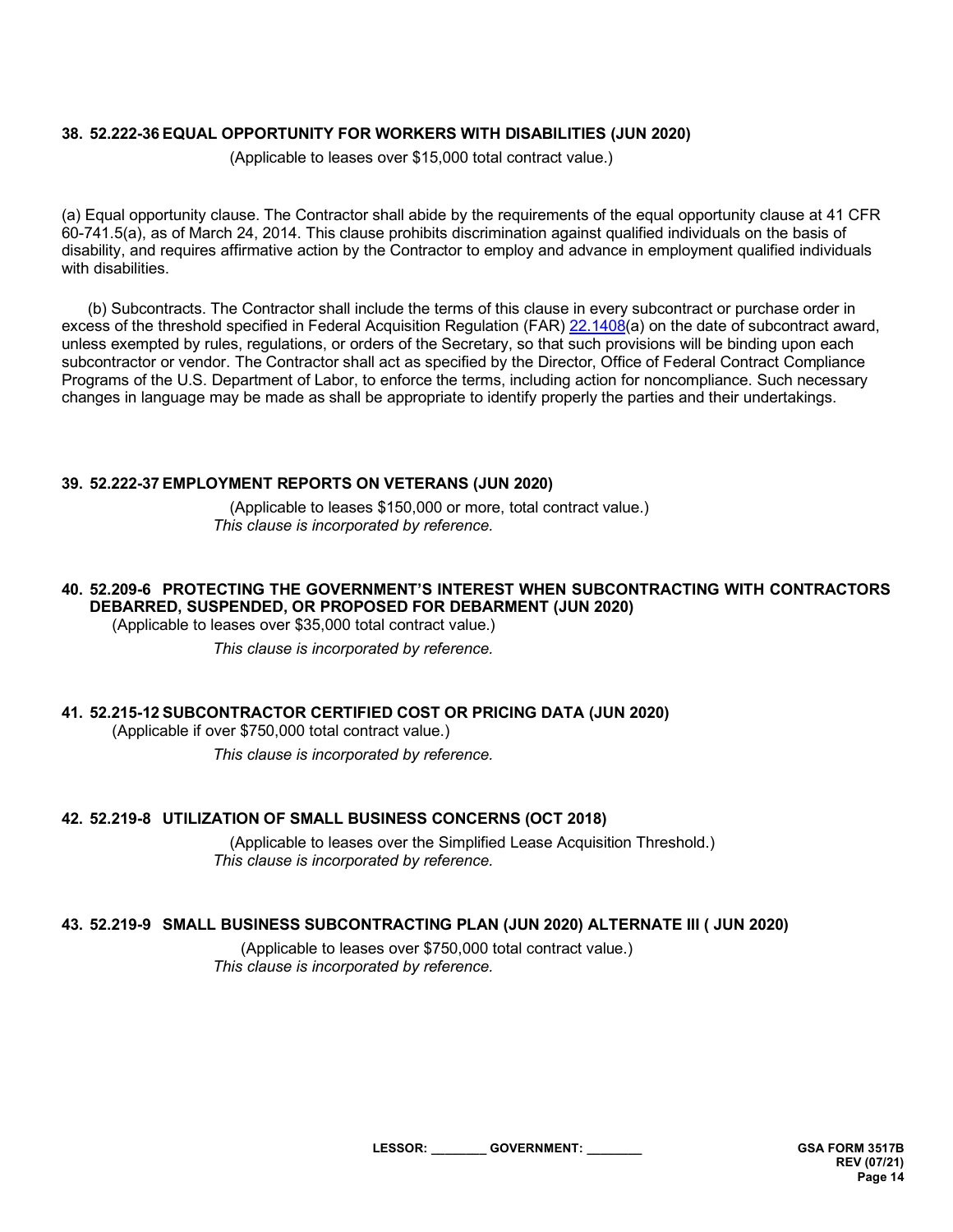### 38. 52.222-36 EQUAL OPPORTUNITY FOR WORKERS WITH DISABILITIES (JUN 2020)

(Applicable to leases over $15,000 total contract value.)

(a) Equal opportunity clause. The Contractor shall abide by the requirements of the equal opportunity clause at 41 CFR 60-741.5(a), as of March 24, 2014. This clause prohibits discrimination against qualified individuals on the basis of disability, and requires affirmative action by the Contractor to employ and advance in employment qualified individuals with disabilities.

(b) Subcontracts. The Contractor shall include the terms of this clause in every subcontract or purchase order in excess of the threshold specified in Federal Acquisition Regulation (FAR) 22.1408(a) on the date of subcontract award, unless exempted by rules, regulations, or orders of the Secretary, so that such provisions will be binding upon each subcontractor or vendor. The Contractor shall act as specified by the Director, Office of Federal Contract Compliance Programs of the U.S. Department of Labor, to enforce the terms, including action for noncompliance. Such necessary changes in language may be made as shall be appropriate to identify properly the parties and their undertakings.

### 39. 52.222-37 EMPLOYMENT REPORTS ON VETERANS (JUN 2020)

(Applicable to leases $150,000 or more, total contract value.)
*This clause is incorporated by reference.*

### 40. 52.209-6 PROTECTING THE GOVERNMENT'S INTEREST WHEN SUBCONTRACTING WITH CONTRACTORS DEBARRED, SUSPENDED, OR PROPOSED FOR DEBARMENT (JUN 2020)

(Applicable to leases over $35,000 total contract value.)

*This clause is incorporated by reference.*

### 41. 52.215-12 SUBCONTRACTOR CERTIFIED COST OR PRICING DATA (JUN 2020)

(Applicable if over $750,000 total contract value.)

*This clause is incorporated by reference.*

### 42. 52.219-8 UTILIZATION OF SMALL BUSINESS CONCERNS (OCT 2018)

(Applicable to leases over the Simplified Lease Acquisition Threshold.)
*This clause is incorporated by reference.*

### 43. 52.219-9 SMALL BUSINESS SUBCONTRACTING PLAN (JUN 2020) ALTERNATE III ( JUN 2020)

(Applicable to leases over $750,000 total contract value.)
*This clause is incorporated by reference.*

LESSOR: ________ GOVERNMENT: ________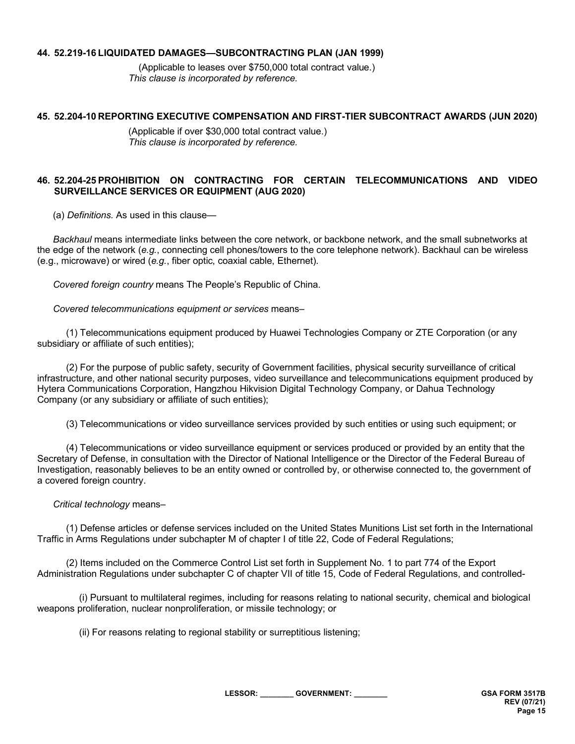**44. 52.219-16 LIQUIDATED DAMAGES—SUBCONTRACTING PLAN (JAN 1999)**

(Applicable to leases over $750,000 total contract value.)
*This clause is incorporated by reference.*

**45. 52.204-10 REPORTING EXECUTIVE COMPENSATION AND FIRST-TIER SUBCONTRACT AWARDS (JUN 2020)**

(Applicable if over $30,000 total contract value.)
*This clause is incorporated by reference.*

**46. 52.204-25 PROHIBITION ON CONTRACTING FOR CERTAIN TELECOMMUNICATIONS AND VIDEO SURVEILLANCE SERVICES OR EQUIPMENT (AUG 2020)**

(a) *Definitions.* As used in this clause—

*Backhaul* means intermediate links between the core network, or backbone network, and the small subnetworks at the edge of the network (*e.g.*, connecting cell phones/towers to the core telephone network). Backhaul can be wireless (e.g., microwave) or wired (*e.g.*, fiber optic, coaxial cable, Ethernet).

*Covered foreign country* means The People's Republic of China.

*Covered telecommunications equipment or services* means–

(1) Telecommunications equipment produced by Huawei Technologies Company or ZTE Corporation (or any subsidiary or affiliate of such entities);

(2) For the purpose of public safety, security of Government facilities, physical security surveillance of critical infrastructure, and other national security purposes, video surveillance and telecommunications equipment produced by Hytera Communications Corporation, Hangzhou Hikvision Digital Technology Company, or Dahua Technology Company (or any subsidiary or affiliate of such entities);

(3) Telecommunications or video surveillance services provided by such entities or using such equipment; or

(4) Telecommunications or video surveillance equipment or services produced or provided by an entity that the Secretary of Defense, in consultation with the Director of National Intelligence or the Director of the Federal Bureau of Investigation, reasonably believes to be an entity owned or controlled by, or otherwise connected to, the government of a covered foreign country.

*Critical technology* means–

(1) Defense articles or defense services included on the United States Munitions List set forth in the International Traffic in Arms Regulations under subchapter M of chapter I of title 22, Code of Federal Regulations;

(2) Items included on the Commerce Control List set forth in Supplement No. 1 to part 774 of the Export Administration Regulations under subchapter C of chapter VII of title 15, Code of Federal Regulations, and controlled-

(i) Pursuant to multilateral regimes, including for reasons relating to national security, chemical and biological weapons proliferation, nuclear nonproliferation, or missile technology; or

(ii) For reasons relating to regional stability or surreptitious listening;

LESSOR: ________ GOVERNMENT: ________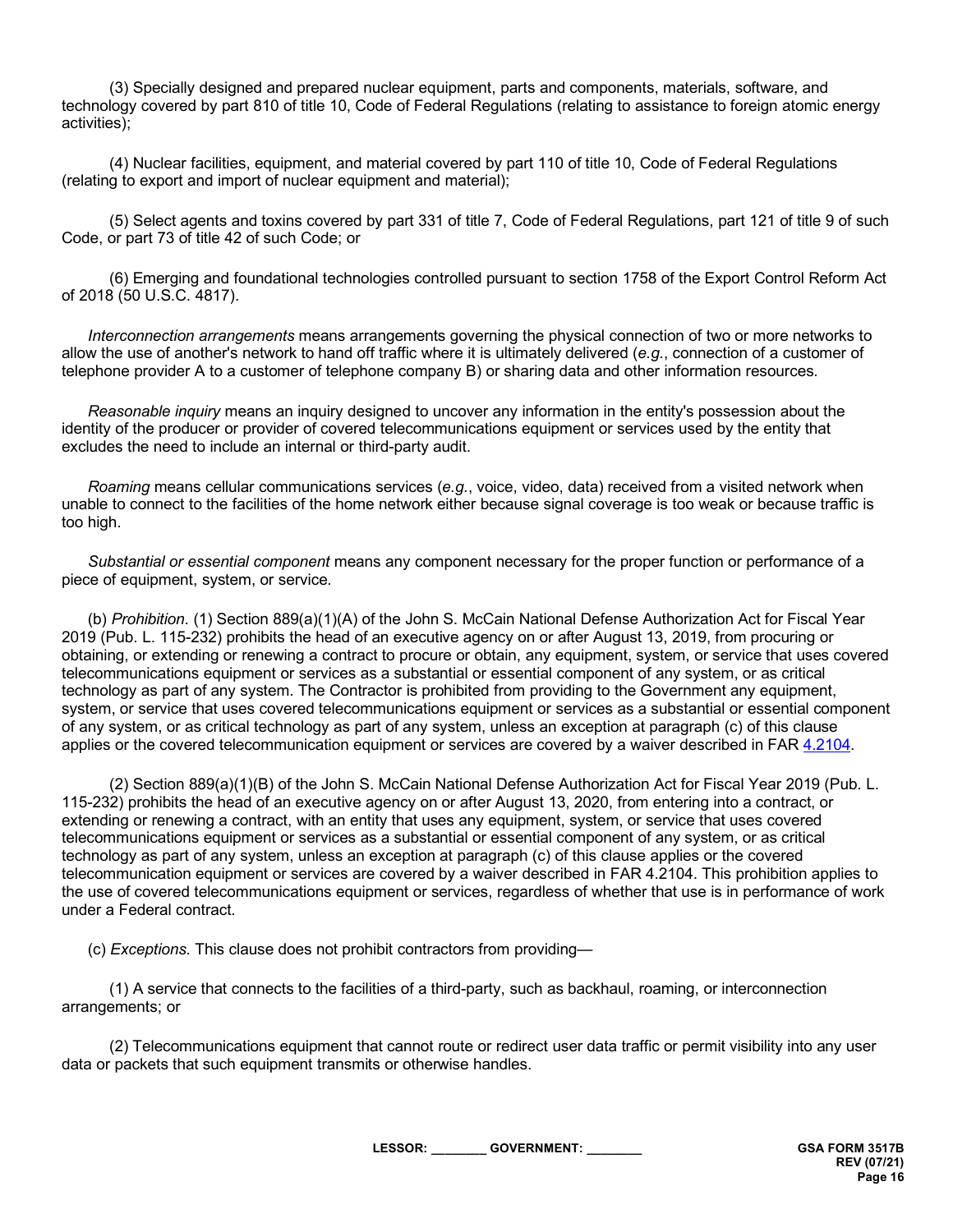(3) Specially designed and prepared nuclear equipment, parts and components, materials, software, and technology covered by part 810 of title 10, Code of Federal Regulations (relating to assistance to foreign atomic energy activities);

(4) Nuclear facilities, equipment, and material covered by part 110 of title 10, Code of Federal Regulations (relating to export and import of nuclear equipment and material);

(5) Select agents and toxins covered by part 331 of title 7, Code of Federal Regulations, part 121 of title 9 of such Code, or part 73 of title 42 of such Code; or

(6) Emerging and foundational technologies controlled pursuant to section 1758 of the Export Control Reform Act of 2018 (50 U.S.C. 4817).

*Interconnection arrangements* means arrangements governing the physical connection of two or more networks to allow the use of another's network to hand off traffic where it is ultimately delivered (*e.g.*, connection of a customer of telephone provider A to a customer of telephone company B) or sharing data and other information resources.

*Reasonable inquiry* means an inquiry designed to uncover any information in the entity's possession about the identity of the producer or provider of covered telecommunications equipment or services used by the entity that excludes the need to include an internal or third-party audit.

*Roaming* means cellular communications services (*e.g.*, voice, video, data) received from a visited network when unable to connect to the facilities of the home network either because signal coverage is too weak or because traffic is too high.

*Substantial or essential component* means any component necessary for the proper function or performance of a piece of equipment, system, or service.

(b) *Prohibition.* (1) Section 889(a)(1)(A) of the John S. McCain National Defense Authorization Act for Fiscal Year 2019 (Pub. L. 115-232) prohibits the head of an executive agency on or after August 13, 2019, from procuring or obtaining, or extending or renewing a contract to procure or obtain, any equipment, system, or service that uses covered telecommunications equipment or services as a substantial or essential component of any system, or as critical technology as part of any system. The Contractor is prohibited from providing to the Government any equipment, system, or service that uses covered telecommunications equipment or services as a substantial or essential component of any system, or as critical technology as part of any system, unless an exception at paragraph (c) of this clause applies or the covered telecommunication equipment or services are covered by a waiver described in FAR 4.2104.

(2) Section 889(a)(1)(B) of the John S. McCain National Defense Authorization Act for Fiscal Year 2019 (Pub. L. 115-232) prohibits the head of an executive agency on or after August 13, 2020, from entering into a contract, or extending or renewing a contract, with an entity that uses any equipment, system, or service that uses covered telecommunications equipment or services as a substantial or essential component of any system, or as critical technology as part of any system, unless an exception at paragraph (c) of this clause applies or the covered telecommunication equipment or services are covered by a waiver described in FAR 4.2104. This prohibition applies to the use of covered telecommunications equipment or services, regardless of whether that use is in performance of work under a Federal contract.

(c) *Exceptions.* This clause does not prohibit contractors from providing—

(1) A service that connects to the facilities of a third-party, such as backhaul, roaming, or interconnection arrangements; or

(2) Telecommunications equipment that cannot route or redirect user data traffic or permit visibility into any user data or packets that such equipment transmits or otherwise handles.

**LESSOR: ________ GOVERNMENT: ________**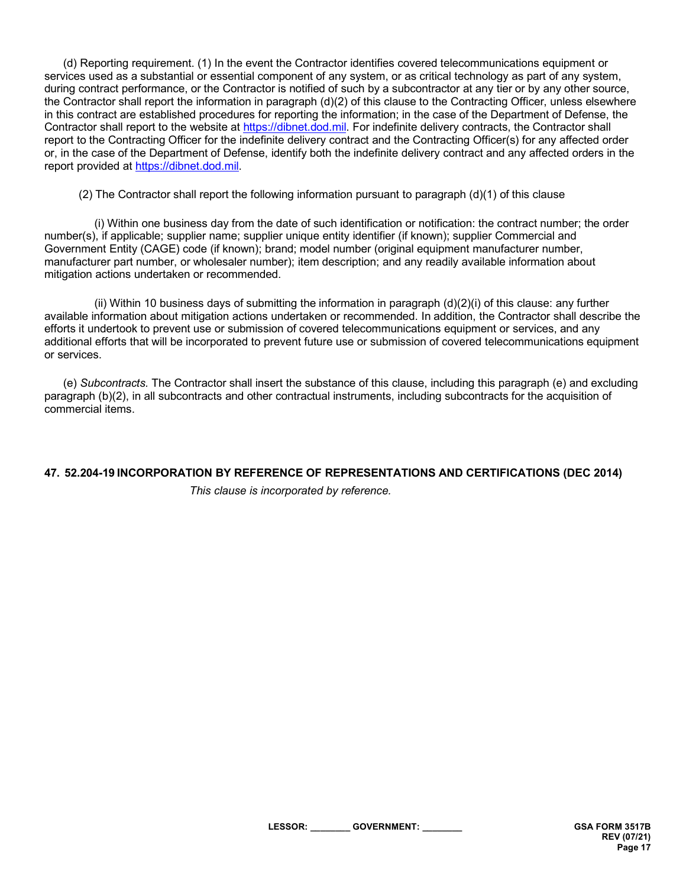(d) Reporting requirement. (1) In the event the Contractor identifies covered telecommunications equipment or services used as a substantial or essential component of any system, or as critical technology as part of any system, during contract performance, or the Contractor is notified of such by a subcontractor at any tier or by any other source, the Contractor shall report the information in paragraph (d)(2) of this clause to the Contracting Officer, unless elsewhere in this contract are established procedures for reporting the information; in the case of the Department of Defense, the Contractor shall report to the website at https://dibnet.dod.mil. For indefinite delivery contracts, the Contractor shall report to the Contracting Officer for the indefinite delivery contract and the Contracting Officer(s) for any affected order or, in the case of the Department of Defense, identify both the indefinite delivery contract and any affected orders in the report provided at https://dibnet.dod.mil.

(2) The Contractor shall report the following information pursuant to paragraph (d)(1) of this clause

(i) Within one business day from the date of such identification or notification: the contract number; the order number(s), if applicable; supplier name; supplier unique entity identifier (if known); supplier Commercial and Government Entity (CAGE) code (if known); brand; model number (original equipment manufacturer number, manufacturer part number, or wholesaler number); item description; and any readily available information about mitigation actions undertaken or recommended.

(ii) Within 10 business days of submitting the information in paragraph (d)(2)(i) of this clause: any further available information about mitigation actions undertaken or recommended. In addition, the Contractor shall describe the efforts it undertook to prevent use or submission of covered telecommunications equipment or services, and any additional efforts that will be incorporated to prevent future use or submission of covered telecommunications equipment or services.

(e) *Subcontracts.* The Contractor shall insert the substance of this clause, including this paragraph (e) and excluding paragraph (b)(2), in all subcontracts and other contractual instruments, including subcontracts for the acquisition of commercial items.

**47. 52.204-19 INCORPORATION BY REFERENCE OF REPRESENTATIONS AND CERTIFICATIONS (DEC 2014)**

*This clause is incorporated by reference.*

LESSOR: ________ GOVERNMENT: ________

GSA FORM 3517B
REV (07/21)